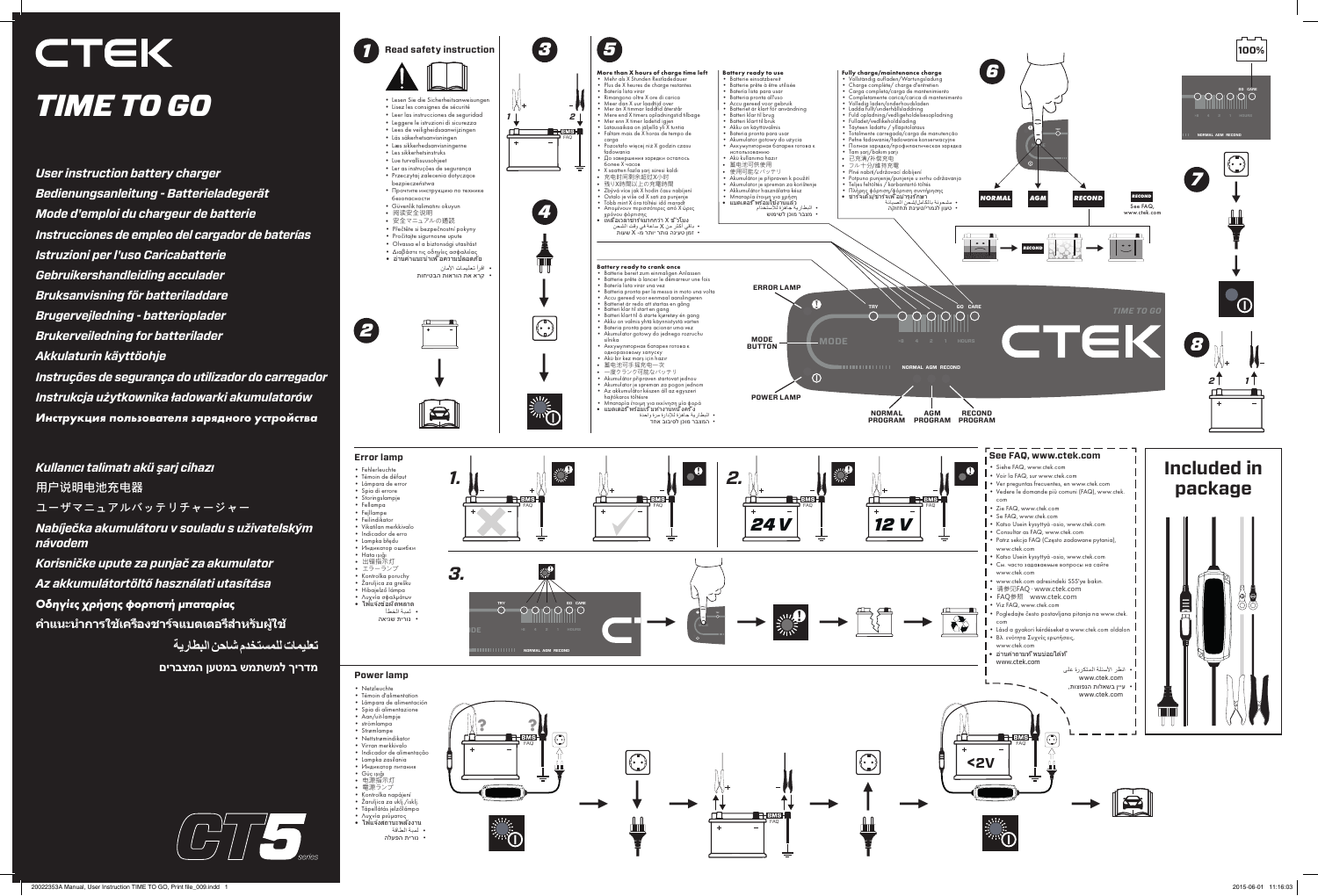# CTEK

# TIME TO GO

*User instruction battery charger*

*Bedienungsanleitung - Batterieladegerät*

*Mode d'emploi du chargeur de batterie*

*Instrucciones de empleo del cargador de baterías*

*Istruzioni per l'uso Caricabatterie*

*Gebruikershandleiding acculader*

*Bruksanvisning för batteriladdare*

*Brugervejledning - batterioplader*

*Brukerveiledning for batterilader*

*Akkulaturin käyttöohje*

*Instruções de segurança do utilizador do carregador*

*Instrukcja użytkownika ładowarki akumulatorów*

*Инструкция пользователя зарядного устройства*

*Kullanıcı talimatı akü şarj cihazı*

用户说明电池充电器

ユーザマニュアルバッテリチャージャー

*Nabíječka akumulátoru v souladu s uživatelským návodem*

*Korisničke upute za punjač za akumulator*

*Az akkumulátortöltő használati utasítása*

*Οδηγίες χρήσης φορτιστή μπαταρίας*

*คำแนะนำการใช้เครื่องชาร์จแบตเตอรี่สำหรับผู้ใช้*

**تعليمات للمستخدم شاحن البطارية**

**מדריך למשתמש במטען המצברים**

CT5 series

## 1 Read safety instruction

- Lesen Sie die Sicherheitsanweisungen
- Lisez les consignes de sécurité
- Leer las instrucciones de seguridad
- Leggere le istruzioni di sicurezza
- Lees de veiligheidsaanwijzingen
- Läs säkerhetsanvisningen
- Læs sikkerhedsanvisningerne
- Les sikkerhetsinstruks
- Lue turvallisuusohjeet
- Ler as instruções de segurança
- Przeczytaj zalecenia dotyczące bezpieczeństwa
- Прочтите инструкцию по технике безопасности
- Güvenlik talimatını okuyun
- 阅读安全说明
- 安全マニュアルの通読
- Přečtěte si bezpečnostní pokyny
- Pročitajte sigurnosne upute
- Olvassa el a biztonsági utasítást
- Διαβάστε τις οδηγίες ασφαλείας
- อ่านคำแนะนำเพื่อความปลอดภัย
- اقرأ تعليمات الأمان
- קרא את הוראות הבטיחות

## 2

## 3

1, 2, BMS FAQ

## 4

## 5

**More than X hours of charge time left**

- Mehr als X Stunden Restladedauer
- Plus de X heures de charge restantes
- Batería lista virar
- Rimangono oltre X ore di carica
- Meer dan X uur laadtijd over
- Mer än X timmar laddtid återstår
- Mere end X timers opladningstid tilbage
- Mer enn X timer ladetid igjen
- Latausaikaa on jäljellä yli X tuntia
- Faltam mais de X horas de tempo de carga
- Pozostało więcej niż X godzin czasu ładowania
- До завершения зарядки осталось более X часов
- X saatten fazla şarj süresi kaldı
- 充电时间剩余超过X小时
- 残りX時間以上の充電時間
- Zbývá více jak X hodin času nabíjení
- Ostalo je više od X sati za punjenje
- Több mint X óra töltési idő maradt
- Απομένουν περισσότερες από X ώρες χρόνου φόρτισης
- เหลือเวลาชาร์จมากกว่า X ชั่วโมง
- باقي أكثر من X ساعة في وقت الشحن
- נותרו יותר מ-X שעות

**Battery ready to use**

- Batterie einsatzbereit
- Batterie prête à être utilisée
- Batería lista para usar
- Batteria pronta all'uso
- Accu gereed voor gebruik
- Batteriet är klart för användning
- Batteri klar til brug
- Batteri klart til bruk
- Akku on käyttövalmis
- Bateria pronta para usar
- Akumulator gotowy do użycia
- Аккумуляторная батарея готова к использованию
- Akü kullanıma hazır
- 蓄电池可供使用
- 使用可能なバッテリ
- Akumulátor je připraven k použití
- Akumulator je spreman za korištenje
- Akkumulátor használatra kész
- Μπαταρία έτοιμη για χρήση
- แบตเตอรี่พร้อมใช้งาน
- البطارية جاهزة للاستخدام
- מצבר מוכן לשימוש

**Fully charge/maintenance charge**

- Vollständig aufladen/Wartungsladung
- Charge complète/ charge d'entretien
- Carga completa/carga de mantenimiento
- Completamente carica/carica di mantenimento
- Volledig laden/onderhoudsladen
- Ladda fullt/underhållsladdning
- Fuld opladning/vedligeholdelsesopladning
- Fulladet/vedlikeholdslading
- Täyteen ladattu / ylläpitolataus
- Totalmente carregada/carga de manutenção
- Pełne ładowanie/ładowanie konserwacyjne
- Полная зарядка/профилактическая зарядка
- Tam şarj/bakım şarjı
- 已充满/补偿充电
- フル充電/補充充電
- Plně nabít/udržovací dobíjení
- Potpuno punjenje/punjenje s ciljem održavanja
- Teljes feltöltés / karbantartó töltés
- Πλήρης φόρτιση/φόρτιση συντήρησης
- ชาร์จเต็ม/ชาร์จเพื่อบำรุงรักษา
- مشحونة بالكامل/الشحن الصيانة
- טעון לגמרי/טעינת תחזוקה

**Battery ready to crank once**

- Batterie bereit zum einmaligen Anlassen
- Batterie prête à lancer le démarreur une fois
- Batería lista virar una vez
- Batteria pronta per la messa in moto una volta
- Accu gereed voor eenmaal aanslingeren
- Batteriet är redo att startas en gång
- Batteri klar til at starte én gang
- Batteri klart til å starte kjøretøyet én gang
- Akku on valmis yhtä käynnistystä varten
- Bateria pronta para acionar uma vez
- Akumulator gotowy do jednego rozruchu silnika
- Аккумуляторная батарея готова к однократному запуску
- Akü bir kez marşı için hazır
- 蓄电池可用来启动一次
- 一度クランク可能なバッテリ
- Akumulátor je připraven startovat jednou
- Akumulator je spreman za pogon jednom
- Az akkumulátor készen áll az egyszeri indításra
- Μπαταρία έτοιμη για εκκίνηση μία φορά
- แบตเตอรี่พร้อมที่จะสตาร์ทหนึ่งครั้ง
- البطارية جاهزة للإدارة مرة واحدة
- המצבר מוכן להתנעה אחת

ERROR LAMP — MODE BUTTON — POWER LAMP — TRY — GO — CARE — HOURS — NORMAL PROGRAM — AGM PROGRAM — RECOND PROGRAM

## 6

NORMAL — AGM — RECOND

RECOND — See FAQ, www.ctek.com

100%

## 7

## 8

2, 1

## Error lamp

- Fehlerleuchte
- Témoin de défaut
- Lámpara de error
- Spia di errore
- Storingslampje
- Fellampa
- Fejllampe
- Feilindikator
- Vikatilan merkkivalo
- Indicador de erro
- Lampka błędu
- Индикатор ошибки
- Hata ışığı
- 出错指示灯
- エラーランプ
- Kontrolka poruchy
- Žaruljica za grešku
- Hibajelző lámpa
- Λυχνία σφάλματος
- ไฟแจ้งข้อผิดพลาด
- لمبة الخطأ
- נורית שגיאה

1. BMS FAQ
2. 24 V — 12 V
3. TRY — GO — CARE — HOURS — NORMAL AGM RECOND

## Power lamp

- Netzleuchte
- Témoin d'alimentation
- Lámpara de alimentación
- Spia di alimentazione
- Aan/uit-lampje
- strömlampa
- Strømlampe
- Nettstrømindikator
- Virran merkkivalo
- Indicador de alimentação
- Lampka zasilania
- Индикатор питания
- Güç ışığı
- 电源指示灯
- 電源ランプ
- Kontrolka napájení
- Žaruljica za uklj./isklj.
- Tápellátás jelzőlámpa
- Λυχνία ρεύματος
- ไฟแจ้งสถานะพลังงาน
- لمبة الطاقة
- נורית הפעלה

BMS FAQ — <2V

## See FAQ, www.ctek.com

- Siehe FAQ, www.ctek.com
- Voir la FAQ, sur www.ctek.com
- Ver preguntas frecuentes, en www.ctek.com
- Vedere le domande più comuni (FAQ), www.ctek.com
- Zie FAQ, www.ctek.com
- Se FAQ, www.ctek.com
- Katso Usein kysyttyä -osio, www.ctek.com
- Consultar as FAQ, www.ctek.com
- Patrz sekcja FAQ (Często zadawane pytania), www.ctek.com
- Katso Usein kysyttyä -osio, www.ctek.com
- См. часто задаваемые вопросы на сайте www.ctek.com
- www.ctek.com adresindeki SSS'ye bakın
- 请参阅FAQ · www.ctek.com
- FAQ参照　www.ctek.com
- Viz FAQ, www.ctek.com
- Pogledajte često postavljana pitanja na www.ctek.com
- Lásd a gyakori kérdéseket a www.ctek.com oldalon
- Βλ. ενότητα Συχνές ερωτήσεις, www.ctek.com
- อ่านคำถามที่พบบ่อยได้ที่ www.ctek.com
- انظر الأسئلة المتكررة على www.ctek.com
- עיין בשאלות הנפוצות, www.ctek.com

## Included in package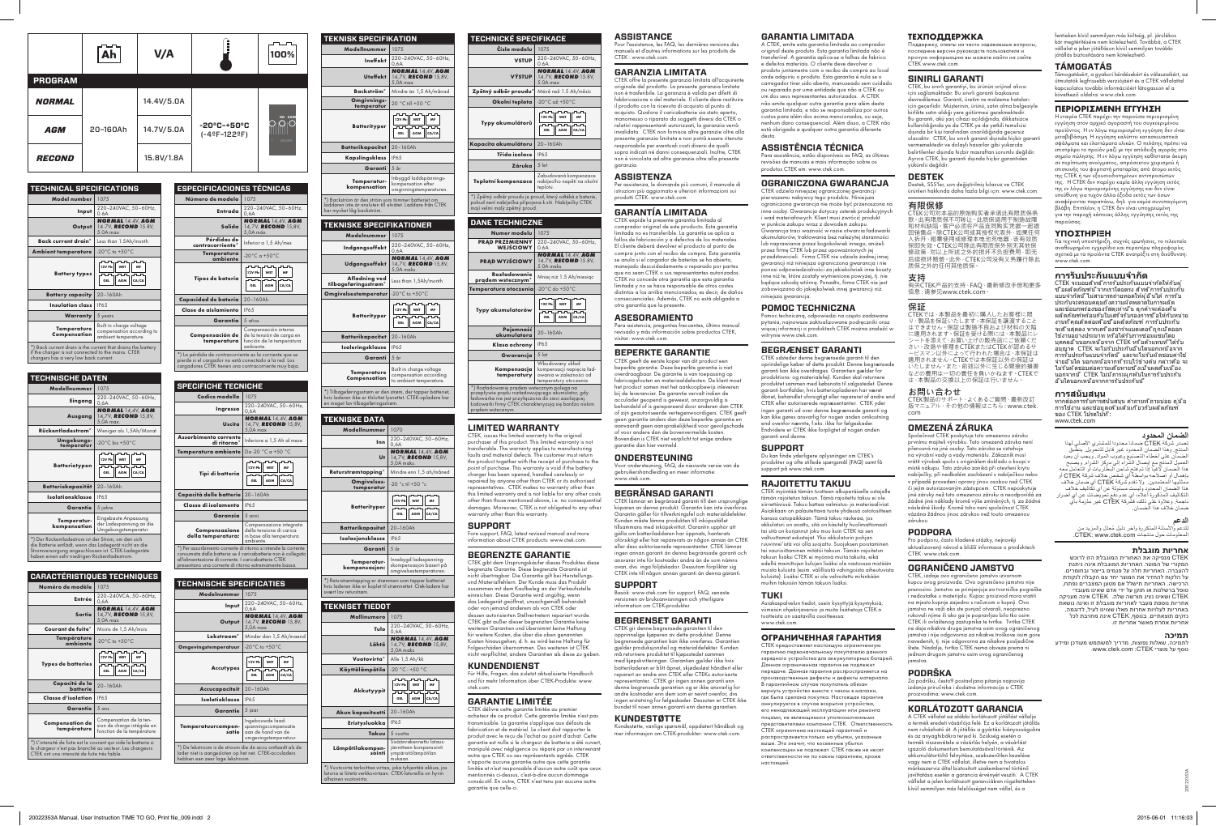| | Ah | V/A | | 100% |
|---|---|---|---|---|
| **PROGRAM** | | | | |
| ***NORMAL*** | | 14.4V/5.0A | | |
| ***AGM*** | 20–160Ah | 14.7V/5.0A | -20°C→+50°C (-4°F–122°F) | |
| ***RECOND*** | | 15.8V/1.8A | | |

### TECHNICAL SPECIFICATIONS

| | |
|---|---|
| **Model number** | 1075 |
| **Input** | 220–240VAC, 50–60Hz, 0,6A |
| **Output** | ***NORMAL*** 14,4V, ***AGM*** 14,7V, ***RECOND*** 15,8V, 5,0A max |
| **Back current drain*** | Less than 1,5Ah/month |
| **Ambient temperature** | -20°C to +50°C |
| **Battery types** | 12V Pb WET MF GEL AGM CA/CA |
| **Battery capacity** | 20–160Ah |
| **Insulation class** | IP65 |
| **Warranty** | 5 years |
| **Temperature Compensation** | Built in charge voltage compensation according to ambient temperature. |

*) Back current drain is the current that drains the battery if the charger is not connected to the mains. CTEK chargers has a very low back current.

### ESPECIFICACIONES TÉCNICAS

| | |
|---|---|
| **Número de modelo** | 1075 |
| **Entrada** | 220–240VAC, 50–60Hz, 0,6A |
| **Salida** | ***NORMAL*** 14,4V, ***AGM*** 14,7V, ***RECOND*** 15,8V, 5,0A máx. |
| **Pérdidas de contracorriente*** | Inferior a 1,5 Ah/mes |
| **Temperatura ambiente** | -20°C a +50°C |
| **Tipos de batería** | 12V Pb WET MF GEL AGM CA/CA |
| **Capacidad de batería** | 20–160Ah |
| **Clase de aislamiento** | IP65 |
| **Garantía** | 5 años |
| **Compensación de temperatura** | Compensación interna de la tensión de carga en función de la temperatura ambiente |

*) La pérdida de contracorriente es la corriente que se pierde si el cargador no está conectado a la red. Los cargadores CTEK tienen una contracorriente muy baja.

### TECHNISCHE DATEN

| | |
|---|---|
| **Modellnummer** | 1075 |
| **Eingang** | 220–240VAC, 50–60Hz, 0,6A |
| **Ausgang** | ***NORMAL*** 14,4V, ***AGM*** 14,7V, ***RECOND*** 15,8V, 5,0A max. |
| **Rückentladestrom*** | Weniger als 1,5Ah/Monat |
| **Umgebungstemperatur** | -20°C bis +50°C |
| **Batterietypen** | 12V Pb WET MF GEL AGM CA/CA |
| **Batteriekapazität** | 20–160Ah |
| **Isolationsklasse** | IP65 |
| **Garantie** | 5 Jahre |
| **Temperatur-kompensation** | Eingebaute Anpassung der Ladespannung an die Umgebungstemperatur |

*) Der Rückentladestrom ist der Strom, um den sich die Batterie entlädt, wenn das Ladegerät nicht an die Stromversorgung angeschlossen ist. CTEK-Ladegeräte haben einen sehr niedrigen Rückentladestrom.

### CARACTÉRISTIQUES TECHNIQUES

| | |
|---|---|
| **Numéro de modèle** | 1075 |
| **Entrée** | 220–240VCA, 50–60Hz, 0,6A |
| **Sortie** | ***NORMAL*** 14,4V, ***AGM*** 14,7V, ***RECOND*** 15,8V, 5,0A max |
| **Courant de fuite*** | Moins de 1,5 Ah/mois |
| **Température ambiante** | -20°C à +50°C |
| **Types de batteries** | 12V Pb WET MF GEL AGM CA/CA |
| **Capacité de la batterie** | 20–160Ah |
| **Classe d'isolation** | IP65 |
| **Garantie** | 5 ans |
| **Compensation de température** | Compensation de la tension de charge intégrée en fonction de la température ambiante |

*) L'intensité de fuite est le courant qui vide la batterie si le chargeur n'est pas branché au secteur. Les chargeurs CTEK ont une intensité de fuite très faible.

### TEKNISK SPECIFIKATION

| | |
|---|---|
| **Modellnummer** | 1075 |
| **Ineffekt** | 220–240VAC, 50–60Hz, 0,6A |
| **Uteffekt** | ***NORMAL*** 14,4V, ***AGM*** 14,7V, ***RECOND*** 15,8V, 5,0A max |
| **Backström*** | Mindre än 1,5 Ah/månad |
| **Omgivningstemperatur** | -20 °C till +50 °C |
| **Batterityper** | 12V Pb WET MF GEL AGM CA/CA |
| **Batterikapacitet** | 20–160Ah |
| **Kapslingsklass** | IP65 |
| **Garanti** | 5 år |
| **Temperaturkompensation** | Inbyggd laddspänningskompensation efter omgivningstemperaturen. |

*) Backström är den ström som kommer batteriet om laddaren inte är ansluten till elnätet. Laddare från CTEK har mycket låg backström.

### TEKNISKE SPESIFIKATIONER

| | |
|---|---|
| **Modellnummer** | 1075 |
| **Indgangseffekt** | 220–240VAC, 50–60Hz, 0,6A |
| **Udgangseffekt** | ***NORMAL*** 14,4V, ***AGM*** 14,7V, ***RECOND*** 15,8V, 5,0A maks |
| **Afladning ved tilbageføringsstrøm*** | Less than 1,5Ah/month |
| **Omgivelsestemperatur** | -20 °C to +50 °C |
| **Batterityper** | 12V Pb WET MF GEL AGM CA/CA |
| **Batterikapacitet** | 20–160Ah |
| **Isoleringsklasse** | IP65 |
| **Garanti** | 5 år |
| **Temperature Compensation** | Built in charge voltage compensation according to ambient temperature. |

### SPECIFICHE TECNICHE

| | |
|---|---|
| **Codice modello** | 1075 |
| **Ingresso** | 220–240VCA, 50–60Hz, 0,6A |
| **Uscita** | ***NORMAL*** 14,4V, ***AGM*** 14,7V, ***RECOND*** 15,8V, 5,0A max |
| **Assorbimento corrente di ritorno*** | Inferiore a 1,5 Ah al mese |
| **Temperatura ambiente** | Da -20 °C a +50 °C |
| **Tipi di batteria** | 12V Pb WET MF GEL AGM CA/CA |
| **Capacità della batteria** | 20–160Ah |
| **Classe di isolamento** | IP65 |
| **Garanzia** | 5 anni |
| **Compensazione della temperatura:** | Compensazione integrata della tensione di carica in base alla temperatura ambiente |

*) Per assorbimento corrente di ritorno si intende la corrente consumata dalla batteria se il caricabatterie non è collegato all'alimentazione di corrente. I caricabatterie CTEK presentano una corrente di ritorno estremamente bassa.

### TEKNISKE DATA

| | |
|---|---|
| **Modellnummer** | 1070 |
| **Inn** | 220–240VAC, 50–60Hz, 0,6A |
| **Ut** | ***NORMAL*** 14,4V, ***AGM*** 14,7V, ***RECOND*** 15,8V, 5,0A maks. |
| **Returstrømtapping*** | Mindre enn 1,5 Ah/måned |
| **Omgivelsestemperatur** | -20 °C til +50 °C |
| **Batterityper** | 12V Pb WET MF GEL AGM CA/CA |
| **Batterikapasitet** | 20–160Ah |
| **Isolasjonsklasse** | IP65 |
| **Garanti** | 5 år |
| **Temperaturkompensasjon:** | Innebygd ladespenningskompensasjon basert på omgivelsestemperaturen. |

*) Returstrømtapping er strømmen som tapper batteriet hvis laderen ikke er koplet til strømnettet. Ctek-ladere har svært lav returstrøm.

### TECHNISCHE SPECIFICATIES

| | |
|---|---|
| **Modelnummer** | 1075 |
| **Input** | 220–240VAC, 50–60Hz, 0,6A |
| **Output** | ***NORMAL*** 14,4V, ***AGM*** 14,7V, ***RECOND*** 15,8V, 5,0A max. |
| **Lekstroom*** | Minder dan 1,5 Ah/maand |
| **Omgevingstemperatuur** | -20 °C to +50 °C |
| **Accutypes** | 12V Pb WET MF GEL AGM CA/CA |
| **Accucapaciteit** | 20–160Ah |
| **Isolatieklasse** | IP65 |
| **Garantie** | 5 jaar |
| **Temperatuurcompensatie** | Ingebouwde laadspanningscompensatie aan de hand van de omgevingstemperatuur |

*) De lekstroom is de stroom die de accu ontlaadt als de lader niet is aangesloten op het net. CTEK-acculaders hebben een zeer lage lekstroom.

### TEKNISET TIEDOT

| | |
|---|---|
| **Mallinumero** | 1075 |
| **Tulo** | 220–240VAC, 50–60Hz, 0,6A |
| **Lähtö** | ***NORMAL*** 14,4V, ***AGM*** 14,7V, ***RECOND*** 15,8V, 5,0A maks |
| **Vuotovirta*** | Alle 1,5 Ah/kk |
| **Käyttölämpötila** | -20 °C...+50 °C |
| **Akkutyypit** | 12V Pb WET MF GEL AGM CA/CA |
| **Akun kapasiteetti** | 20–160Ah |
| **Eristysluokka** | IP65 |
| **Takuu** | 5 vuotta |
| **Lämpötilakompensointi** | Sisäänrakennettu latausjännitteen kompensointi ympäristölämpötilan mukaan. |

*) Vuotovirta tarkoittaa virtaa, joka tyhjentää akkua, jos laturia ei liitetä verkkovirtaan. CTEK-latureilla on hyvin alhainen vuotovirta.

### TECHNICKÉ SPECIFIKACE

| | |
|---|---|
| **Číslo modelu** | 1075 |
| **VSTUP** | 220–240VAC, 50–60Hz, 0,6A |
| **VÝSTUP** | ***NORMAL*** 14,4V, ***AGM*** 14,7V, ***RECOND*** 15,8V, 5,0A max |
| **Zpětný odběr proudu*** | Méně než 1,5 Ah/měsíc |
| **Okolní teplota** | -20 °C až +50 °C |
| **Typy akumulátorů** | 12V Pb WET MF GEL AGM CA/CA |
| **Kapacita akumulátoru** | 20–160Ah |
| **Třída izolace** | IP65 |
| **Záruka** | 5 let |
| **Teplotní kompenzace** | Zabudovaná kompenzace nabíjecího napětí na okolní teplotu. |

*) Zpětný odběr proudu je proud, který odčerpá z baterie, pokud není nabíječka připojena k síti. Nabíječky CTEK mají velmi malý zpětný proud.

### DANE TECHNICZNE

| | |
|---|---|
| **Numer modelu** | 1075 |
| **PRĄD PRZEMIENNY WEJŚCIOWY** | 220–240VAC, 50–60Hz, 0,6A |
| **PRĄD WYJŚCIOWY** | ***NORMAL*** 14,4V, ***AGM*** 14,7V, ***RECOND*** 15,8V, 5,0A maks. |
| **Rozładowanie prądem wstecznym*** | Mniej niż 1,5 Ah/miesiąc |
| **Temperatura otoczenia** | -20 °C do +50 °C |
| **Typy akumulatorów** | 12V Pb WET MF GEL AGM CA/CA |
| **Pojemność akumulatora** | 20–160Ah |
| **Klasa ochrony** | IP65 |
| **Gwarancja** | 5 lat |
| **Kompensacja temperatury** | Wbudowany układ kompensacji napięcia ładowania w zależności od temperatury otoczenia. |

*) Rozładowanie prądem wstecznym polega na przepływie prądu rozładowującego akumulator, gdy ładowarka nie jest przyłączona do sieci zasilającej. Ładowarki firmy CTEK charakteryzują się bardzo niskim prądem wstecznym.

## LIMITED WARRANTY

CTEK, issues this limited warranty to the original purchaser of this product. This limited warranty is not transferable. The warranty applies to manufacturing faults and material defects. The customer must return the product together with the receipt of purchase to the point of purchase. This warranty is void if the battery charger has been opened, handled carelessly or repaired by anyone other than CTEK or its authorised representatives. CTEK makes no warranty other than this limited warranty and is not liable for any other costs other than those mentioned above, i.e. no consequential damages. Moreover, CTEK is not obligated to any other warranty other than this warranty.

## SUPPORT

For support, FAQ, latest revised manual and more information about CTEK products: www.ctek.com.

## BEGRENZTE GARANTIE

CTEK gibt dem Ursprungskäufer dieses Produktes diese begrenzte Garantie. Diese begrenzte Garantie ist nicht übertragbar. Die Garantie gilt bei Herstellungs- und Materialfehlern. Der Kunde muss das Produkt zusammen mit dem Kaufbeleg an der Verkaufsstelle einreichen. Diese Garantie wird ungültig, wenn das Ladegerät geöffnet, unsachgemäß behandelt oder von jemand anderem als von CTEK oder dessen autorisierten Stellvertretern repariert wurde. CTEK gibt außer dieser begrenzten Garantie keine weiteren Garantien und übernimmt keine Haftung für weitere Kosten, die über die oben genannten Kosten hinausgehen, d. h. es wird keine Haftung für Folgeschäden übernommen. Des weiteren ist CTEK nicht verpflichtet, andere Garantien als diese zu geben.

## KUNDENDIENST

Für Hilfe, Fragen, das zuletzt aktualisierte Handbuch und für mehr Information über CTEK-Produkte: www.ctek.com.

## GARANTIE LIMITÉE

CTEK délivre cette garantie limitée au premier acheteur de ce produit. Cette garantie limitée n'est pas transmissible. La garantie s'applique aux défauts de fabrication et de matériel. Le client doit rapporter le produit avec le reçu de l'achat au point d'achat. Cette garantie est nulle si le chargeur de batterie a été ouvert, manipulé avec négligence ou réparé par un intervenant autre que CTEK ou ses représentants agréés. CTEK n'apporte aucune garantie autre que cette garantie limitée et n'est responsable d'aucun autre coût que ceux mentionnés ci-dessus, c'est-à-dire aucun dommage consécutif. En outre, CTEK n'est tenu par aucune autre garantie que celle-ci.

## ASSISTANCE

Pour l'assistance, les FAQ, les dernières versions des manuels et d'autres informations sur les produits de CTEK : www.ctek.com.

## GARANZIA LIMITATA

CTEK offre la presente garanzia limitata all'acquirente originale del prodotto. La presente garanzia limitata non è trasferibile. La garanzia è valida per difetti di fabbricazione o del materiale. Il cliente deve restituire il prodotto con la ricevuta di acquisto al punto di acquisto. Qualora il caricabatterie sia stato aperto, manomesso o riparato da soggetti diversi da CTEK o relativi rappresentanti autorizzati, la garanzia verrà invalidata. CTEK non fornisce altre garanzie oltre alla presente garanzia limitata e non potrà essere ritenuta responsabile per eventuali costi diversi da quelli sopra indicati né danni conseguenziali. Inoltre, CTEK non è vincolata ad altre garanzie oltre alla presente garanzia.

## ASSISTENZA

Per assistenza, le domande più comuni, il manuale di istruzioni più aggiornato e ulteriori informazioni sui prodotti CTEK: www.ctek.com.

## GARANTÍA LIMITADA

CTEK expide la presente garantía limitada al comprador original de este producto. Esta garantía limitada no es transferible. La garantía se aplica a fallos de fabricación y a defectos de los materiales. El cliente deberá devolver el producto al punto de compra junto con el recibo de compra. Esta garantía se anula si el cargador de baterías se ha abierto, manejado descuidadamente o reparado por partes que no sean CTEK o sus representantes autorizados. CTEK no concede otra garantía que esta garantía limitada y no se hace responsable de otros costes distintos a los arriba mencionados, es decir, de daños consecuenciales. Además, CTEK no está obligada a otra garantía que la presente.

## ASESORAMIENTO

Para soporte, preguntas frecuentes, último manual revisado y más información sobre productos CTEK, visitar: www.ctek.com.

## BEPERKTE GARANTIE

CTEK geeft de eerste koper van dit product een beperkte garantie. Deze beperkte garantie is niet overdraagbaar. De garantie is van toepassing op fabricagefouten en materiaaldefecten. De klant moet het product samen met het aankoopbewijs inleveren bij de leverancier. De garantie vervalt indien de acculader geopend is geweest, onzorgvuldig is behandeld of is gerepareerd door anderen dan CTEK of zijn geautoriseerde vertegenwoordigers. CTEK geeft geen garantie anders dan deze beperkte garantie en aanvaardt geen aansprakelijkheid voor gevolgschade of voor andere dan de bovenvermelde kosten. Bovendien is CTEK niet verplicht tot enige andere garantie dan hier vermeld.

## ONDERSTEUNING

Voor ondersteuning, FAQ, de nieuwste versie van de gebruikershandleiding en meer informatie: www.ctek.com.

## BEGRÄNSAD GARANTI

CTEK lämnar en begränsad garanti till den ursprunglige köparen av denna produkt. Garantin kan inte överlåtas. Garantin gäller för tillverkningsfel och materialdefekter. Kunden måste lämna produkten till inköpsstället tillsammans med inköpskvittot. Garantin upphör att gälla om batteriladdaren har öppnats, hanterats oförsiktigt eller har reparerats av någon annan än CTEK eller dess auktoriserade representanter. CTEK lämnar ingen annan garanti än denna begränsade garanti och ansvarar inte för kostnader andra än de som nämns ovan, dvs. inga följdskador. Dessutom förpliktar sig CTEK inte till någon annan garanti än denna garanti.

## SUPPORT

Besök: www.ctek.com för support, FAQ, senaste versionen av bruksanvisningen och ytterligare information om CTEK-produkter.

## BEGRENSET GARANTI

CTEK gir denne begrensede garantien til den opprinnelige kjøperen av dette produktet. Denne begrensede garantien kan ikke overføres. Garantien gjelder produksjonsfeil og materialdefekter. Kunden må returnere produktet til kjøpsstedet sammen med kjøpskvitteringen. Garantien gjelder ikke hvis batteriladeren er blitt åpnet, skjødesløst håndtert eller reparert av andre enn CTEK eller CTEKs autoriserte representanter. CTEK gir ingen annen garanti enn denne begrensede garantien og er ikke ansvarlig for andre kostnader enn de som er nevnt ovenfor, dvs. ingen erstatning for følgeskader. Dessuten er CTEK ikke bundet til noen annen garanti enn denne garantien.

## KUNDESTØTTE

Kundestøtte, vanlige spørsmål, siste oppdaterte håndbok og mer informasjon om CTEK-produkter: www.ctek.com.

## GARANTIA LIMITADA

A CTEK, emite esta garantia limitada ao comprador original deste produto. Esta garantia limitada não é transferível. A garantia aplica-se a falhas de fabrico e defeitos materiais. O cliente deve devolver o produto juntamente com o recibo de compra ao local onde adquiriu o produto. Esta garantia é nula se o carregador tiver sido aberto, manuseado sem cuidado ou reparado por uma entidade que não a CTEK ou um dos seus representantes autorizados. A CTEK não emite qualquer outra garantia para além desta garantia limitada, e não se responsabiliza por outros custos para além dos acima mencionados, ou seja, nenhum dano consequencial. Além disso, a CTEK não está obrigada a qualquer outra garantia diferente desta.

## ASSISTÊNCIA TÉCNICA

Para assistência, estão disponíveis as FAQ, as últimas revisões de manuais e mais informação sobre os produtos CTEK em: www.ctek.com.

## OGRANICZONA GWARANCJA

CTEK udziela niniejszej ograniczonej gwarancji pierwszemu nabywcy tego produktu. Niniejsza ograniczona gwarancja nie może być przenoszona na inne osoby. Gwarancja dotyczy usterek produkcyjnych i wad materiałowych. Klient musi zwrócić produkt w punkcie zakupu wraz z dowodem zakupu. Gwarancja traci ważność w razie otwarcia ładowarki akumulatorów, traktowania bez należytej staranności lub naprawiania przez kogokolwiek innego, aniżeli przez firmę CTEK lub przez upoważnionych jej przedstawicieli. Firma CTEK nie udziela żadnej innej gwarancji niż niniejsza ograniczona gwarancja i nie ponosi odpowiedzialności za jakiekolwiek inne koszty inne niż te, które zostały wymienione powyżej, tj. nie bierze za skutki wtórne. Ponadto, firma CTEK nie jest zobowiązana do udzielenia żadnej innej gwarancji niż niniejsza gwarancja.

## POMOC TECHNICZNA

Pomoc techniczną, odpowiedzi na często zadawane pytania, najnowsze zaktualizowane podręczniki oraz więcej informacji o produktach CTEK można znaleźć w witrynie www.ctek.com.

## BEGRÆNSET GARANTI

CTEK udsteder denne begrænsede garanti til den oprindelige køber af dette produkt. Denne begrænsede garanti kan ikke overdrages. Garantien gælder for produktions- og materialefejl. Kunden skal returnere produktet sammen med købsnota til udsalgsstedet. Denne garanti bortfalder, hvis batteriopladeren har været åbnet, behandlet uforsigtigt eller repareret af andre end CTEK eller autoriserede repræsentanter. CTEK yder ingen garanti ud over denne begrænsede garanti og kan ikke gøres ansvarlig for nogen anden omkostning end ovenfor nævnte, f.eks. ikke for følgeskader. Endvidere er CTEK ikke forpligtet af nogen anden garanti end denne.

## SUPPORT

Du kan finde yderligere oplysninger om CTEK's produkter og ofte stillede spørgsmål (FAQ) samt få support på www.ctek.com.

## RAJOITETTU TAKUU

CTEK myöntää tämän tuotteen alkuperäiselle ostajalle tämän rajoitetun takuun. Tämä rajoitettu takuu ei ole siirrettävissä. Takuu kattaa valmistus- ja materiaaliviat. Asiakkaan on palautettava tuote yhdessä ostotositteen kanssa ostopaikkaan. Takuu raukeaa, jos akkulaturi on avattu, sitä on käsitelty huolimattomasti tai sitä on korjannut joku muu kuin CTEK tai sen valtuuttamat edustajat. Tämän rajoitetun takuun lisäksi CTEK ei myönnä muita takuita, eikä edellä mainittujen kulujen lisäksi ole vastuussa mistään muista kuluista (esim. välillisistä vahingoista aiheutuvista kuluista). Lisäksi CTEK ei ole velvollinen myöntämään muita takuita tämän takuun lisäksi.

## TUKI

Asiakaspalvelun tiedot, usein kysyttyjä kysymyksiä, viimeisin yksityiskohtainen käyttöopas ja lisää tietoa CTEK-tuotteista on saatavilla osoitteessa: www.ctek.com.

## ОГРАНИЧЕННАЯ ГАРАНТИЯ

CTEK предоставляет настоящую ограниченную гарантию первоначальному покупателю данного зарядного устройства для аккумуляторных батарей. Данная ограниченная гарантия не подлежит передаче. Данная гарантия распространяется на производственные дефекты и дефекты материала. В гарантийном случае покупатель обязан вернуть устройство вместе с чеком в магазин, где была сделана покупка. Настоящая гарантия аннулируется в случае вскрытия устройства, его неквалифицированной эксплуатации или ремонта лицами, не являющимися уполномоченными представителями компании CTEK. Ответственность CTEK ограничена настоящей гарантией и распространяется только на убытки, указанные выше. Это значит, что косвенный ущерб компенсации не подлежит. CTEK также не несет ответственности ни по каким гарантиям, кроме настоящей.

## ТЕХПОДДЕРЖКА

Поддержку, ответы на часто задаваемые вопросы, последние версии руководств пользователя и прочую информацию вы можете найти на сайте CTEK: www.ctek.com.

## SINIRLI GARANTI

CTEK, bu sınırlı garantiyi, bu ürünün orijinal alıcısı için sağlamaktadır. Bu sınırlı garanti başkasına devredilemez. Garanti, üretim ve malzeme hataları için geçerlidir. Müşteriler, ürünü, satın alma belgesiyle birlikte satın aldığı yere götürmesi gerekmektedir. Bu garanti, akü şarj cihazı açıldığında, dikkatsizce kullanıldığında ya da CTEK ya da yetkili temsilcisi dışında bir kişi tarafından onarıldığında geçersiz olacaktır. CTEK, bu sınırlı garanti dışında hiçbir garanti vermemektedir ve dolaylı hasarlar gibi yukarıda belirtilenler dışında hiçbir masraftan sorumlu değildir. Ayrıca CTEK, bu garanti dışında hiçbir garantiden yükümlü değildir.

## DESTEK

Destek, SSSTlar, son değiştirilmiş kılavuz ve CTEK ürünleri hakkında daha fazla bilgi için: www.ctek.com.

## 有限保修

CTEK公司对本品的原始购买者承诺此有限质保条款。此有限质保不可转让。此质保适用于制造故障和材料缺陷。客户必须将产品连同购买凭证一起退回购买点。如果电池充电器被打开、粗心处理或由CTEK或其授权代表以外的任何人修理，则此质保无效。除此有限质保外，CTEK公司不作任何其他质保，并且除上面提到的费用外不负担任何其他费用，即无间接损害赔偿。此外，CTEK公司没有义务提供除此质保外的任何其他质保。

## 支持

有关CTEK产品的支持，FAQ，最新修改手册和更多信息，请参见www.ctek.com。

## 保証

CTEKでは、本製品を最初に購入したお客様に限り、製品を保証いたします。本保証を譲渡することはできません。保証は製造不良および材料の欠陥に適用されます。保証を受ける際には、本製品にレシートを添えて、お買い上げの販売店にご返却ください。改造や分解を行った場合、CTEKまたはCTEKが認めるサービスマン以外によって行われた場合は、本保証は適用されません。CTEKは本保証以外の保証はいたしません。また、前述以外に生じた間接的な損害などの費用は一切の責任を負いかねます。CTEKでは、本保証の交換以上の保証は行いません。

## お問い合わせ

CTEK製品のサポート・よくあるご質問・最新改訂版マニュアル・その他の情報はこちら：www.ctek.com

## OMEZENÁ ZÁRUKA

Společnost CTEK poskytuje tuto omezenou záruku prvnímu majiteli výrobku. Tato omezená záruka není přenosná na jiné osoby. Tato záruka se vztahuje na výrobní vady a vady materiálu. Zákazník musí vrátit výrobek spolu s originálním dokladem o koupi v místě nákupu. Tato záruka zaniká při otevření krytu nabíječky, při nedbalém zacházení s nabíječkou nebo v případě provedení opravy jinou osobou než CTEK či jejím autorizovaným zástupcem. CTEK neposkytuje jiné záruky než tuto omezenou záruku a nezodpovídá za žádné jiné náklady kromě výše zmíněných, tj. za žádné následné škody. Kromě toho není společnost CTEK vázána žádnou jinou zárukou než touto omezenou zárukou.

## PODPORA

Pro podporu, často kladené otázky, nejnovější aktualizovaný návod a bližší informace o produktech CTEK: www.ctek.com.

## OGRANIČENO JAMSTVO

CTEK, izdaje ovo ograničeno jamstvo izvornom kupcu ovog proizvoda. Ovo ograničeno jamstvo nije prenosivo. Jamstvo se primjenjuje za tvorničke pogreške i nedostatke u materijalu. Kupac proizvod mora vratiti na mjesto kupnje zajedno s računom o kupnji. Ovo jamstvo ne važi ako je punjač otvaran, neoprezno rukovan njime ili ako ga je popravljao bilo tko osim CTEK-a ili ovlaštenog zastupnika tvrtke. Tvrtka CTEK ne daje nikakva druga jamstva osim ovog ograničenog jamstva i nije odgovorna za nikakve troškove osim gore navedenih, tj. nije odgovorna za nikakve posljedične štete. Nadalje, tvrtka CTEK nema obveze prema ni jednom drugom jamstvu osim ovog ograničenog jamstva.

## PODRŠKA

Za podršku, često postavljana pitanja najnovija izdanja priručnika i dodatne informacije o CTEK proizvodima: www.ctek.com.

## KORLÁTOZOTT GARANCIA

A CTEK vállalat az alábbi korlátozott jótállást vállalja a termék eredeti vásárlója felé. Ez a korlátozott jótállás nem ruházható át. A jótállás a gyártási hiányosságokra és az anyaghibákra terjed ki. Szükség esetén a termék visszavitele a vásárlás helyén, a vásárlást igazoló dokumentum bemutatásával történik. Az akkumulátortöltő felnyitása, szakszerűtlen kezelése vagy nem a CTEK vállalat, illetve nem a kivitelés márkaszerviz által biztosított szakemberrel történő javíttatása esetén a garancia érvényét veszti. A CTEK vállalat a jelen korlátozott garancián rögzítetteken kívül semmilyen más felelősséget nem vállal, és a fentiekben kívül semmilyen más költség, pl. járulékos kár megtérítésére nem kötelezhető. Továbbá, a CTEK vállalat a jelen jótálláson kívül semmilyen további jótállás biztosítására nem kötelezhető.

## TÁMOGATÁS

Támogatásért, a gyakori kérdésekért és válaszaikért, az útmutatók legfrissebb verziójáért és a CTEK vállalattal kapcsolatos további információért látogasson el a következő oldalra: www.ctek.com.

## ΠΕΡΙΟΡΙΣΜΕΝΗ ΕΓΓΥΗΣΗ

Η εταιρία CTEK παρέχει την παρούσα περιορισμένη εγγύηση στον αρχικό αγοραστή του συγκεκριμένου προϊόντος. Η εν λόγω περιορισμένη εγγύηση δεν είναι μεταβιβάσιμη. Η εγγύηση καλύπτει κατασκευαστικά σφάλματα και ελαττώματα υλικών. Ο πελάτης πρέπει να επιστρέψει το προϊόν μαζί με την απόδειξη αγοράς στο σημείο πώλησης. Η εν λόγω εγγύηση καθίσταται άκυρη σε περίπτωση ανοίγματος, απρόσεκτου χειρισμού ή επισκευής του φορτιστή μπαταρίας από άτομο εκτός της CTEK ή των εξουσιοδοτημένων αντιπροσώπων της. Η CTEK δεν παρέχει καμία άλλη εγγύηση εκτός της εν λόγω περιορισμένης εγγύησης και δεν είναι υπεύθυνη για τυχόν άλλα έξοδα εκτός των όσων αναφέρονται παραπάνω, δηλ. για καμία παρεπόμενη βλάβη. Επιπλέον, η CTEK δεν είναι υποχρεωμένη να παράσχει καμία άλλη εγγύηση εκτός της παρούσας.

## ΥΠΟΣΤΗΡΙΞΗ

Για τεχνική υποστήριξη, συχνές ερωτήσεις, το πιο πρόσφατα αναθεωρημένο εγχειρίδιο και περαιτέρω πληροφορίες σχετικά με τα προϊόντα CTEK ανατρέξτε στη διεύθυνση: www.ctek.com.

## การรับประกันแบบจำกัด

CTEK ขอมอบการรับประกันแบบจำกัดให้แก่ผู้ซื้อผลิตภัณฑ์รายแรก การรับประกันแบบจำกัดนี้ไม่สามารถโอนให้ผู้อื่นได้ การรับประกันนี้ใช้กับความผิดพลาดจากการผลิตและข้อบกพร่องของวัสดุ ลูกค้าจะต้องส่งคืนผลิตภัณฑ์พร้อมใบเสร็จรับเงินไปยังจุดขาย การรับประกันนี้จะเป็นโมฆะหากเครื่องชาร์จแบตเตอรี่ถูกเปิด ใช้งานอย่างไม่ระมัดระวัง หรือซ่อมแซมโดยบุคคลอื่นที่ไม่ใช่ CTEK หรือตัวแทนที่ได้รับอนุญาต CTEK ไม่ให้การรับประกันอื่นใดนอกเหนือจากการรับประกันแบบจำกัดนี้ และไม่รับผิดชอบต่อค่าใช้จ่ายอื่นใดนอกเหนือจากที่ระบุไว้ข้างต้น นอกจากนี้ CTEK ไม่มีข้อผูกมัดต่อการรับประกันอื่นใดนอกเหนือจากการรับประกันนี้

## การสนับสนุน

หากต้องการการสนับสนุน คำถามที่ถามบ่อย คู่มือการใช้งานฉบับปรับปรุงล่าสุด และข้อมูลเพิ่มเติมเกี่ยวกับผลิตภัณฑ์ของ CTEK โปรดไปที่: www.ctek.com

## الضمان المحدود

تصدر شركة CTEK هذا الضمان المحدود للمشتري الأصلي لهذا المنتج. وهذا الضمان المحدود غير قابل للتحويل. ينطبق الضمان على أخطاء التصنيع وعيوب المواد. ويجب أن يعيد العميل المنتج مع إيصال الشراء إلى مركز الشراء. ويصبح هذا الضمان لاغيًا إذا تم فتح شاحن البطارية أو التعامل معه بإهمال أو إصلاحه بواسطة أي شخص بخلاف شركة CTEK أو ممثليها المعتمدين. ولا تقدم شركة CTEK أي ضمان خلاف هذا الضمان المحدود وليست مسئولة عن أي تكاليف خلاف التكاليف المذكورة أعلاه، أي عدم تعويض عن الأضرار التبعية. كما أن شركة CTEK غير ملزمة بأي ضمان خلاف هذا الضمان.

## الدعم

للدعم والأسئلة المتكررة وآخر دليل معدل والمزيد من المعلومات حول منتجات CTEK: www.ctek.com

## אחריות מוגבלת

CTEK מנפיקה את האחריות המוגבלת הזו לרוכש המקורי של המוצר. האחריות המוגבלת אינה ניתנת להעברה. האחריות חלה על פגמים בייצור ובחומרים. על הלקוח להחזיר את המוצר עם הקבלה לנקודת הרכישה. האחריות תיפול אם מטען המצברים נפתח, טופל ברשלנות או תוקן על ידי גורם אחר מלבד CTEK או נציגיה המורשים. CTEK אינה מספקת אחריות מעבר לאחריות המוגבלת הזו ואינה נושאת באחריות לעלויות אחרות מלבד אלו שצוינו לעיל, כלומר, נזקים תוצאתיים. בנוסף, CTEK אינה מחויבת לכל אחריות אחרת מאשר אחריות זו.

## תמיכה

לתמיכה, שאלות נפוצות, מדריך למשתמש מעודכן ומידע נוסף על מוצרי CTEK: www.ctek.com